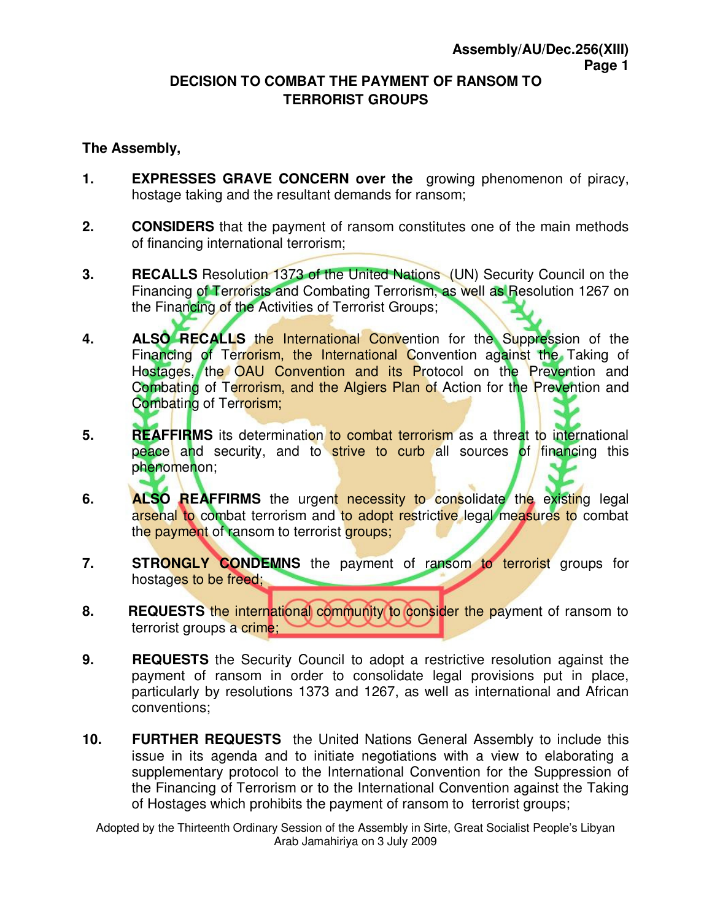# DECISION TO COMBAT THE PAYMENT OF RANSOM TO TERRORIST GROUPS

**The Assembly,**

1. **EXPRESSES GRAVE CONCERN over the** growing phenomenon of piracy, hostage taking and the resultant demands for ransom;

2. **CONSIDERS** that the payment of ransom constitutes one of the main methods of financing international terrorism;

3. **RECALLS** Resolution 1373 of the United Nations (UN) Security Council on the Financing of Terrorists and Combating Terrorism, as well as Resolution 1267 on the Financing of the Activities of Terrorist Groups;

4. **ALSO RECALLS** the International Convention for the Suppression of the Financing of Terrorism, the International Convention against the Taking of Hostages, the OAU Convention and its Protocol on the Prevention and Combating of Terrorism, and the Algiers Plan of Action for the Prevention and Combating of Terrorism;

5. **REAFFIRMS** its determination to combat terrorism as a threat to international peace and security, and to strive to curb all sources of financing this phenomenon;

6. **ALSO REAFFIRMS** the urgent necessity to consolidate the existing legal arsenal to combat terrorism and to adopt restrictive legal measures to combat the payment of ransom to terrorist groups;

7. **STRONGLY CONDEMNS** the payment of ransom to terrorist groups for hostages to be freed;

8. **REQUESTS** the international community to consider the payment of ransom to terrorist groups a crime;

9. **REQUESTS** the Security Council to adopt a restrictive resolution against the payment of ransom in order to consolidate legal provisions put in place, particularly by resolutions 1373 and 1267, as well as international and African conventions;

10. **FURTHER REQUESTS** the United Nations General Assembly to include this issue in its agenda and to initiate negotiations with a view to elaborating a supplementary protocol to the International Convention for the Suppression of the Financing of Terrorism or to the International Convention against the Taking of Hostages which prohibits the payment of ransom to terrorist groups;

Adopted by the Thirteenth Ordinary Session of the Assembly in Sirte, Great Socialist People's Libyan Arab Jamahiriya on 3 July 2009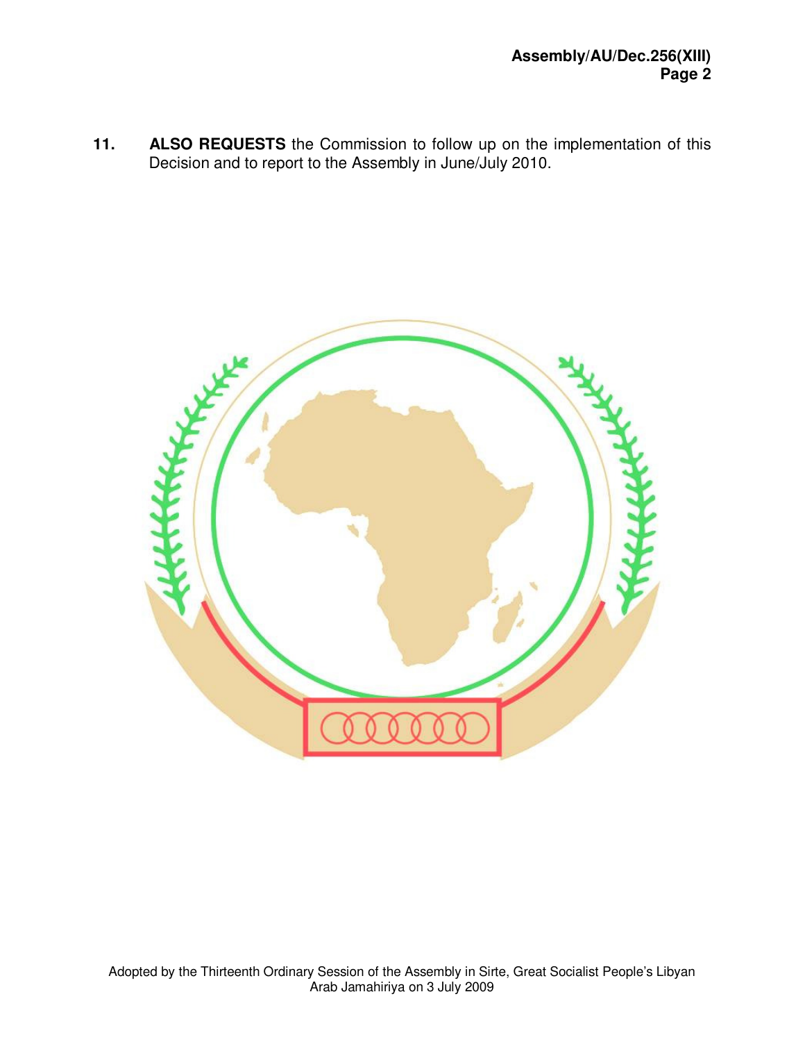11. **ALSO REQUESTS** the Commission to follow up on the implementation of this Decision and to report to the Assembly in June/July 2010.

Adopted by the Thirteenth Ordinary Session of the Assembly in Sirte, Great Socialist People's Libyan Arab Jamahiriya on 3 July 2009